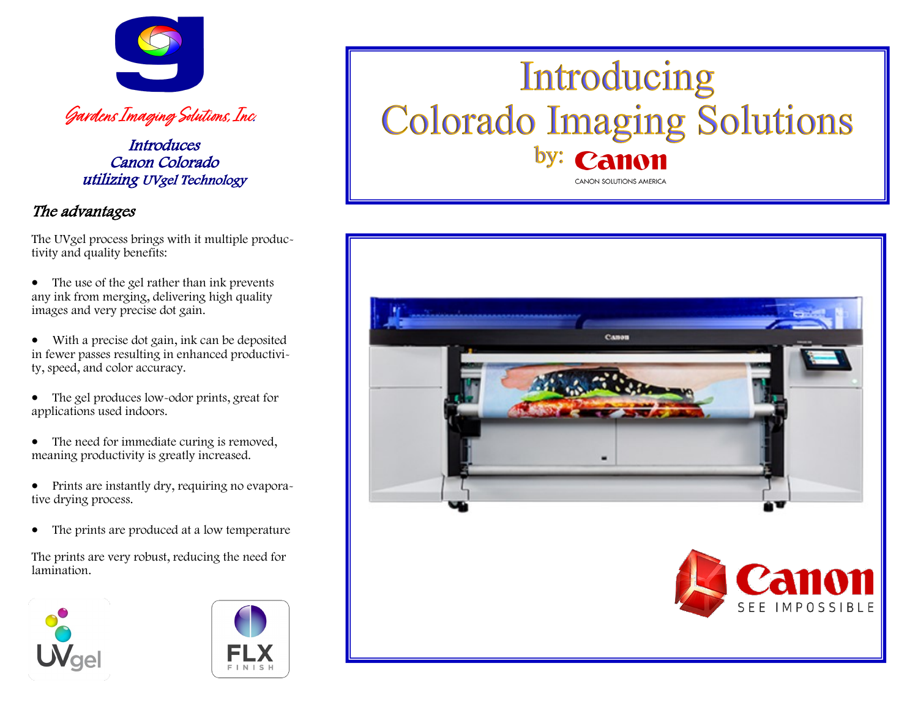Gardens Imaging Solutions, Inc.

*Introduces*
*Canon Colorado*
*utilizing UVgel Technology*

# Introducing Colorado Imaging Solutions

by: Canon

CANON SOLUTIONS AMERICA

## *The advantages*

The UVgel process brings with it multiple productivity and quality benefits:

- The use of the gel rather than ink prevents any ink from merging, delivering high quality images and very precise dot gain.
- With a precise dot gain, ink can be deposited in fewer passes resulting in enhanced productivity, speed, and color accuracy.
- The gel produces low-odor prints, great for applications used indoors.
- The need for immediate curing is removed, meaning productivity is greatly increased.
- Prints are instantly dry, requiring no evaporative drying process.
- The prints are produced at a low temperature

The prints are very robust, reducing the need for lamination.

UVgel

FLX FINISH

Canon SEE IMPOSSIBLE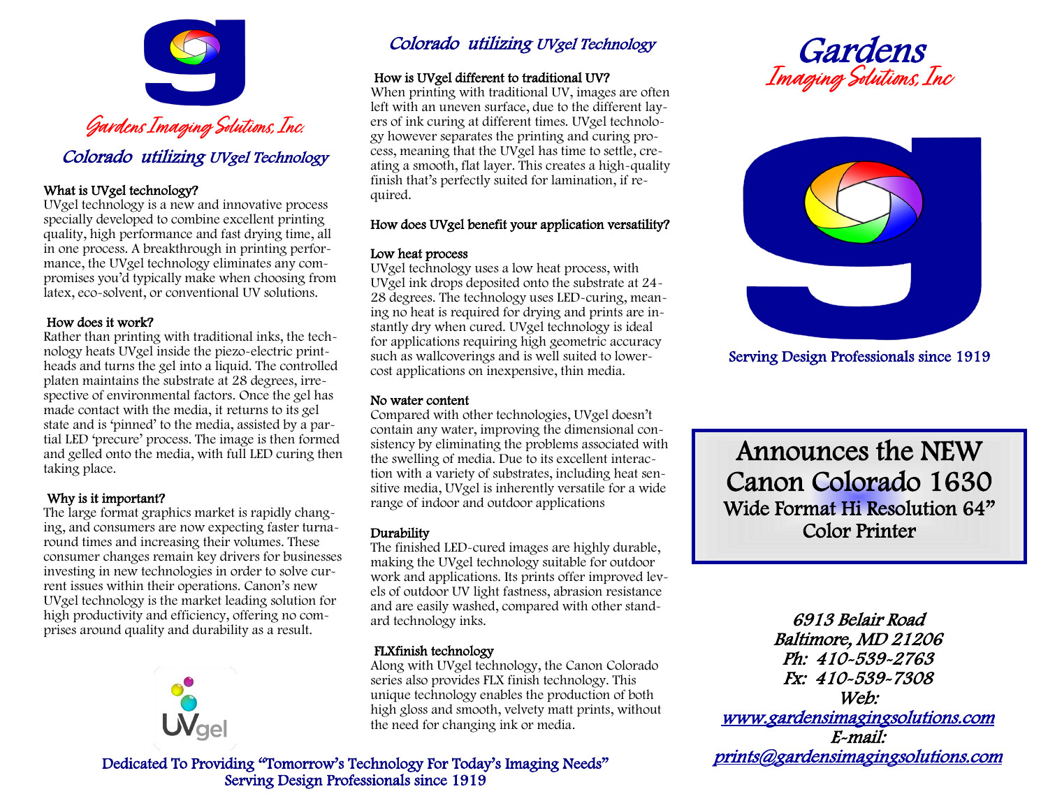Gardens Imaging Solutions, Inc.

## Colorado utilizing UVgel Technology

### What is UVgel technology?

UVgel technology is a new and innovative process specially developed to combine excellent printing quality, high performance and fast drying time, all in one process. A breakthrough in printing performance, the UVgel technology eliminates any compromises you'd typically make when choosing from latex, eco-solvent, or conventional UV solutions.

### How does it work?

Rather than printing with traditional inks, the technology heats UVgel inside the piezo-electric printheads and turns the gel into a liquid. The controlled platen maintains the substrate at 28 degrees, irrespective of environmental factors. Once the gel has made contact with the media, it returns to its gel state and is 'pinned' to the media, assisted by a partial LED 'precure' process. The image is then formed and gelled onto the media, with full LED curing then taking place.

### Why is it important?

The large format graphics market is rapidly changing, and consumers are now expecting faster turnaround times and increasing their volumes. These consumer changes remain key drivers for businesses investing in new technologies in order to solve current issues within their operations. Canon's new UVgel technology is the market leading solution for high productivity and efficiency, offering no comprises around quality and durability as a result.

UVgel

Dedicated To Providing "Tomorrow's Technology For Today's Imaging Needs"
Serving Design Professionals since 1919

## Colorado utilizing UVgel Technology

### How is UVgel different to traditional UV?

When printing with traditional UV, images are often left with an uneven surface, due to the different layers of ink curing at different times. UVgel technology however separates the printing and curing process, meaning that the UVgel has time to settle, creating a smooth, flat layer. This creates a high-quality finish that's perfectly suited for lamination, if required.

### How does UVgel benefit your application versatility?

#### Low heat process

UVgel technology uses a low heat process, with UVgel ink drops deposited onto the substrate at 24-28 degrees. The technology uses LED-curing, meaning no heat is required for drying and prints are instantly dry when cured. UVgel technology is ideal for applications requiring high geometric accuracy such as wallcoverings and is well suited to lower-cost applications on inexpensive, thin media.

#### No water content

Compared with other technologies, UVgel doesn't contain any water, improving the dimensional consistency by eliminating the problems associated with the swelling of media. Due to its excellent interaction with a variety of substrates, including heat sensitive media, UVgel is inherently versatile for a wide range of indoor and outdoor applications

#### Durability

The finished LED-cured images are highly durable, making the UVgel technology suitable for outdoor work and applications. Its prints offer improved levels of outdoor UV light fastness, abrasion resistance and are easily washed, compared with other standard technology inks.

#### FLXfinish technology

Along with UVgel technology, the Canon Colorado series also provides FLX finish technology. This unique technology enables the production of both high gloss and smooth, velvety matt prints, without the need for changing ink or media.

# Gardens
*Imaging Solutions, Inc*

Serving Design Professionals since 1919

## Announces the NEW Canon Colorado 1630
### Wide Format Hi Resolution 64" Color Printer

*6913 Belair Road*
*Baltimore, MD 21206*
*Ph: 410-539-2763*
*Fx: 410-539-7308*
*Web:*
*www.gardensimagingsolutions.com*
*E-mail:*
*prints@gardensimagingsolutions.com*